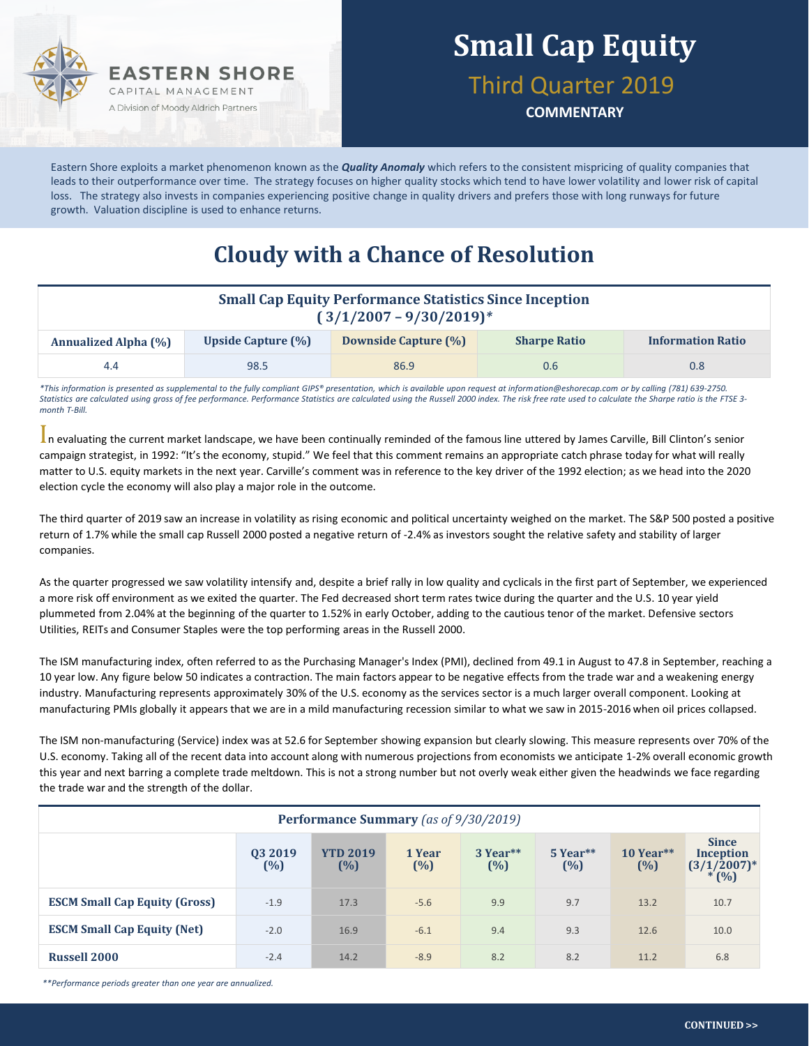EASTERN SHORE
CAPITAL MANAGEMENT
A Division of Moody Aldrich Partners

# Small Cap Equity

## Third Quarter 2019

**COMMENTARY**

Eastern Shore exploits a market phenomenon known as the ***Quality Anomaly*** which refers to the consistent mispricing of quality companies that leads to their outperformance over time. The strategy focuses on higher quality stocks which tend to have lower volatility and lower risk of capital loss. The strategy also invests in companies experiencing positive change in quality drivers and prefers those with long runways for future growth. Valuation discipline is used to enhance returns.

# Cloudy with a Chance of Resolution

**Small Cap Equity Performance Statistics Since Inception (3/1/2007 – 9/30/2019)***

| Annualized Alpha (%) | Upside Capture (%) | Downside Capture (%) | Sharpe Ratio | Information Ratio |
|---|---|---|---|---|
| 4.4 | 98.5 | 86.9 | 0.6 | 0.8 |

*\*This information is presented as supplemental to the fully compliant GIPS® presentation, which is available upon request at information@eshorecap.com or by calling (781) 639-2750. Statistics are calculated using gross of fee performance. Performance Statistics are calculated using the Russell 2000 index. The risk free rate used to calculate the Sharpe ratio is the FTSE 3-month T-Bill.*

In evaluating the current market landscape, we have been continually reminded of the famous line uttered by James Carville, Bill Clinton's senior campaign strategist, in 1992: "It's the economy, stupid." We feel that this comment remains an appropriate catch phrase today for what will really matter to U.S. equity markets in the next year. Carville's comment was in reference to the key driver of the 1992 election; as we head into the 2020 election cycle the economy will also play a major role in the outcome.

The third quarter of 2019 saw an increase in volatility as rising economic and political uncertainty weighed on the market. The S&P 500 posted a positive return of 1.7% while the small cap Russell 2000 posted a negative return of -2.4% as investors sought the relative safety and stability of larger companies.

As the quarter progressed we saw volatility intensify and, despite a brief rally in low quality and cyclicals in the first part of September, we experienced a more risk off environment as we exited the quarter. The Fed decreased short term rates twice during the quarter and the U.S. 10 year yield plummeted from 2.04% at the beginning of the quarter to 1.52% in early October, adding to the cautious tenor of the market. Defensive sectors Utilities, REITs and Consumer Staples were the top performing areas in the Russell 2000.

The ISM manufacturing index, often referred to as the Purchasing Manager's Index (PMI), declined from 49.1 in August to 47.8 in September, reaching a 10 year low. Any figure below 50 indicates a contraction. The main factors appear to be negative effects from the trade war and a weakening energy industry. Manufacturing represents approximately 30% of the U.S. economy as the services sector is a much larger overall component. Looking at manufacturing PMIs globally it appears that we are in a mild manufacturing recession similar to what we saw in 2015-2016 when oil prices collapsed.

The ISM non-manufacturing (Service) index was at 52.6 for September showing expansion but clearly slowing. This measure represents over 70% of the U.S. economy. Taking all of the recent data into account along with numerous projections from economists we anticipate 1-2% overall economic growth this year and next barring a complete trade meltdown. This is not a strong number but not overly weak either given the headwinds we face regarding the trade war and the strength of the dollar.

**Performance Summary** *(as of 9/30/2019)*

| | Q3 2019 (%) | YTD 2019 (%) | 1 Year (%) | 3 Year** (%) | 5 Year** (%) | 10 Year** (%) | Since Inception (3/1/2007)** (%) |
|---|---|---|---|---|---|---|---|
| **ESCM Small Cap Equity (Gross)** | -1.9 | 17.3 | -5.6 | 9.9 | 9.7 | 13.2 | 10.7 |
| **ESCM Small Cap Equity (Net)** | -2.0 | 16.9 | -6.1 | 9.4 | 9.3 | 12.6 | 10.0 |
| **Russell 2000** | -2.4 | 14.2 | -8.9 | 8.2 | 8.2 | 11.2 | 6.8 |

*\*\*Performance periods greater than one year are annualized.*

CONTINUED >>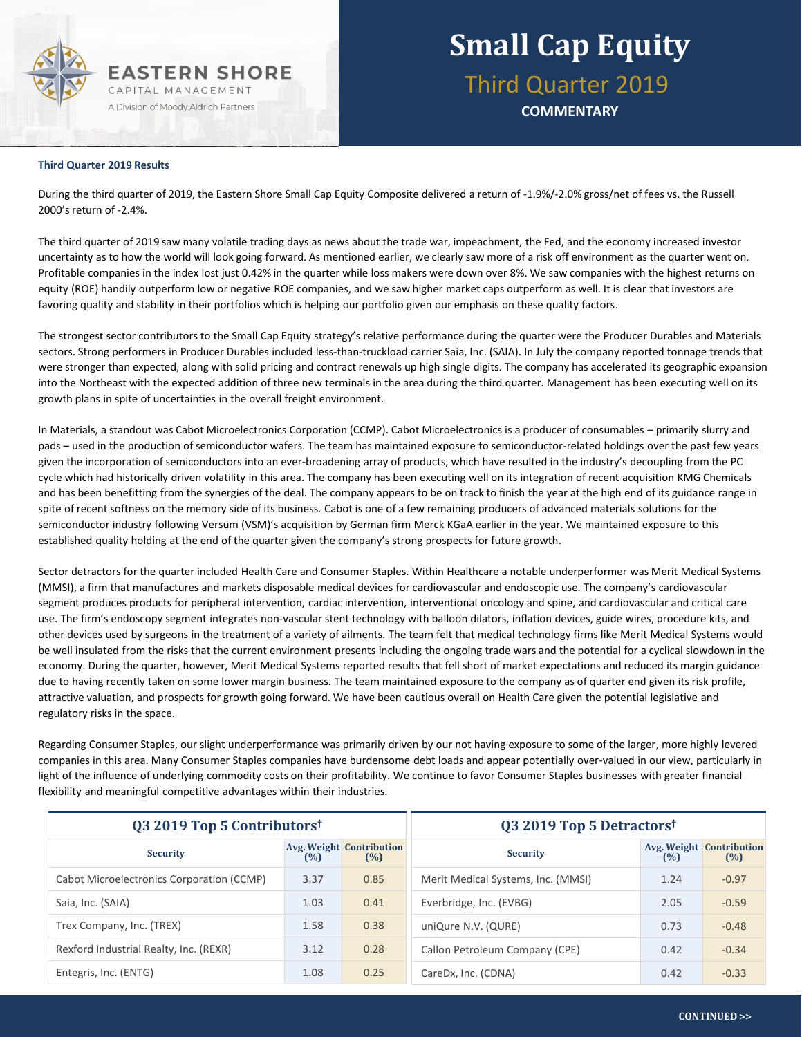# Small Cap Equity

## Third Quarter 2019

**COMMENTARY**

### Third Quarter 2019 Results

During the third quarter of 2019, the Eastern Shore Small Cap Equity Composite delivered a return of -1.9%/-2.0% gross/net of fees vs. the Russell 2000's return of -2.4%.

The third quarter of 2019 saw many volatile trading days as news about the trade war, impeachment, the Fed, and the economy increased investor uncertainty as to how the world will look going forward. As mentioned earlier, we clearly saw more of a risk off environment as the quarter went on. Profitable companies in the index lost just 0.42% in the quarter while loss makers were down over 8%. We saw companies with the highest returns on equity (ROE) handily outperform low or negative ROE companies, and we saw higher market caps outperform as well. It is clear that investors are favoring quality and stability in their portfolios which is helping our portfolio given our emphasis on these quality factors.

The strongest sector contributors to the Small Cap Equity strategy's relative performance during the quarter were the Producer Durables and Materials sectors. Strong performers in Producer Durables included less-than-truckload carrier Saia, Inc. (SAIA). In July the company reported tonnage trends that were stronger than expected, along with solid pricing and contract renewals up high single digits. The company has accelerated its geographic expansion into the Northeast with the expected addition of three new terminals in the area during the third quarter. Management has been executing well on its growth plans in spite of uncertainties in the overall freight environment.

In Materials, a standout was Cabot Microelectronics Corporation (CCMP). Cabot Microelectronics is a producer of consumables – primarily slurry and pads – used in the production of semiconductor wafers. The team has maintained exposure to semiconductor-related holdings over the past few years given the incorporation of semiconductors into an ever-broadening array of products, which have resulted in the industry's decoupling from the PC cycle which had historically driven volatility in this area. The company has been executing well on its integration of recent acquisition KMG Chemicals and has been benefitting from the synergies of the deal. The company appears to be on track to finish the year at the high end of its guidance range in spite of recent softness on the memory side of its business. Cabot is one of a few remaining producers of advanced materials solutions for the semiconductor industry following Versum (VSM)'s acquisition by German firm Merck KGaA earlier in the year. We maintained exposure to this established quality holding at the end of the quarter given the company's strong prospects for future growth.

Sector detractors for the quarter included Health Care and Consumer Staples. Within Healthcare a notable underperformer was Merit Medical Systems (MMSI), a firm that manufactures and markets disposable medical devices for cardiovascular and endoscopic use. The company's cardiovascular segment produces products for peripheral intervention, cardiac intervention, interventional oncology and spine, and cardiovascular and critical care use. The firm's endoscopy segment integrates non-vascular stent technology with balloon dilators, inflation devices, guide wires, procedure kits, and other devices used by surgeons in the treatment of a variety of ailments. The team felt that medical technology firms like Merit Medical Systems would be well insulated from the risks that the current environment presents including the ongoing trade wars and the potential for a cyclical slowdown in the economy. During the quarter, however, Merit Medical Systems reported results that fell short of market expectations and reduced its margin guidance due to having recently taken on some lower margin business. The team maintained exposure to the company as of quarter end given its risk profile, attractive valuation, and prospects for growth going forward. We have been cautious overall on Health Care given the potential legislative and regulatory risks in the space.

Regarding Consumer Staples, our slight underperformance was primarily driven by our not having exposure to some of the larger, more highly levered companies in this area. Many Consumer Staples companies have burdensome debt loads and appear potentially over-valued in our view, particularly in light of the influence of underlying commodity costs on their profitability. We continue to favor Consumer Staples businesses with greater financial flexibility and meaningful competitive advantages within their industries.

**Q3 2019 Top 5 Contributors†**

| Security | Avg. Weight (%) | Contribution (%) |
|---|---|---|
| Cabot Microelectronics Corporation (CCMP) | 3.37 | 0.85 |
| Saia, Inc. (SAIA) | 1.03 | 0.41 |
| Trex Company, Inc. (TREX) | 1.58 | 0.38 |
| Rexford Industrial Realty, Inc. (REXR) | 3.12 | 0.28 |
| Entegris, Inc. (ENTG) | 1.08 | 0.25 |

**Q3 2019 Top 5 Detractors†**

| Security | Avg. Weight (%) | Contribution (%) |
|---|---|---|
| Merit Medical Systems, Inc. (MMSI) | 1.24 | -0.97 |
| Everbridge, Inc. (EVBG) | 2.05 | -0.59 |
| uniQure N.V. (QURE) | 0.73 | -0.48 |
| Callon Petroleum Company (CPE) | 0.42 | -0.34 |
| CareDx, Inc. (CDNA) | 0.42 | -0.33 |

CONTINUED >>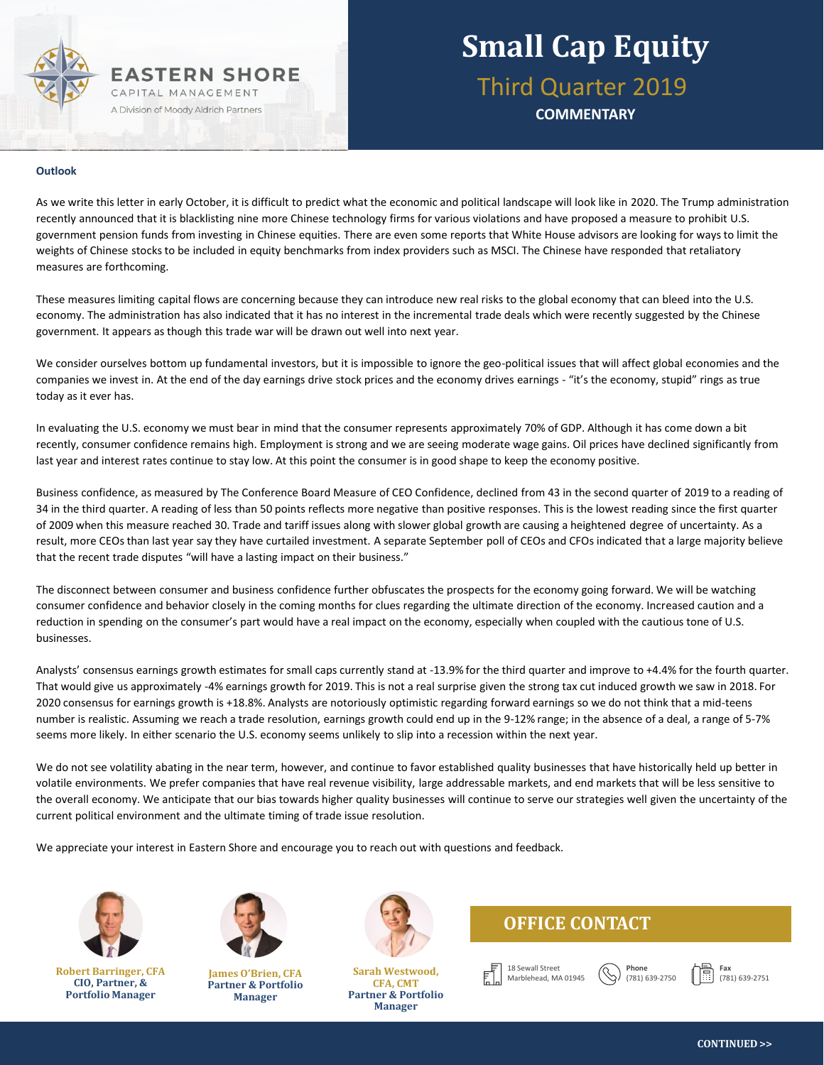# Small Cap Equity

## Third Quarter 2019

**COMMENTARY**

EASTERN SHORE CAPITAL MANAGEMENT
A Division of Moody Aldrich Partners

### Outlook

As we write this letter in early October, it is difficult to predict what the economic and political landscape will look like in 2020. The Trump administration recently announced that it is blacklisting nine more Chinese technology firms for various violations and have proposed a measure to prohibit U.S. government pension funds from investing in Chinese equities. There are even some reports that White House advisors are looking for ways to limit the weights of Chinese stocks to be included in equity benchmarks from index providers such as MSCI. The Chinese have responded that retaliatory measures are forthcoming.

These measures limiting capital flows are concerning because they can introduce new real risks to the global economy that can bleed into the U.S. economy. The administration has also indicated that it has no interest in the incremental trade deals which were recently suggested by the Chinese government. It appears as though this trade war will be drawn out well into next year.

We consider ourselves bottom up fundamental investors, but it is impossible to ignore the geo-political issues that will affect global economies and the companies we invest in. At the end of the day earnings drive stock prices and the economy drives earnings - "it's the economy, stupid" rings as true today as it ever has.

In evaluating the U.S. economy we must bear in mind that the consumer represents approximately 70% of GDP. Although it has come down a bit recently, consumer confidence remains high. Employment is strong and we are seeing moderate wage gains. Oil prices have declined significantly from last year and interest rates continue to stay low. At this point the consumer is in good shape to keep the economy positive.

Business confidence, as measured by The Conference Board Measure of CEO Confidence, declined from 43 in the second quarter of 2019 to a reading of 34 in the third quarter. A reading of less than 50 points reflects more negative than positive responses. This is the lowest reading since the first quarter of 2009 when this measure reached 30. Trade and tariff issues along with slower global growth are causing a heightened degree of uncertainty. As a result, more CEOs than last year say they have curtailed investment. A separate September poll of CEOs and CFOs indicated that a large majority believe that the recent trade disputes "will have a lasting impact on their business."

The disconnect between consumer and business confidence further obfuscates the prospects for the economy going forward. We will be watching consumer confidence and behavior closely in the coming months for clues regarding the ultimate direction of the economy. Increased caution and a reduction in spending on the consumer's part would have a real impact on the economy, especially when coupled with the cautious tone of U.S. businesses.

Analysts' consensus earnings growth estimates for small caps currently stand at -13.9% for the third quarter and improve to +4.4% for the fourth quarter. That would give us approximately -4% earnings growth for 2019. This is not a real surprise given the strong tax cut induced growth we saw in 2018. For 2020 consensus for earnings growth is +18.8%. Analysts are notoriously optimistic regarding forward earnings so we do not think that a mid-teens number is realistic. Assuming we reach a trade resolution, earnings growth could end up in the 9-12% range; in the absence of a deal, a range of 5-7% seems more likely. In either scenario the U.S. economy seems unlikely to slip into a recession within the next year.

We do not see volatility abating in the near term, however, and continue to favor established quality businesses that have historically held up better in volatile environments. We prefer companies that have real revenue visibility, large addressable markets, and end markets that will be less sensitive to the overall economy. We anticipate that our bias towards higher quality businesses will continue to serve our strategies well given the uncertainty of the current political environment and the ultimate timing of trade issue resolution.

We appreciate your interest in Eastern Shore and encourage you to reach out with questions and feedback.

**Robert Barringer, CFA**
**CIO, Partner, & Portfolio Manager**

**James O'Brien, CFA**
**Partner & Portfolio Manager**

**Sarah Westwood, CFA, CMT**
**Partner & Portfolio Manager**

### OFFICE CONTACT

18 Sewall Street
Marblehead, MA 01945

**Phone**
(781) 639-2750

**Fax**
(781) 639-2751

**CONTINUED >>**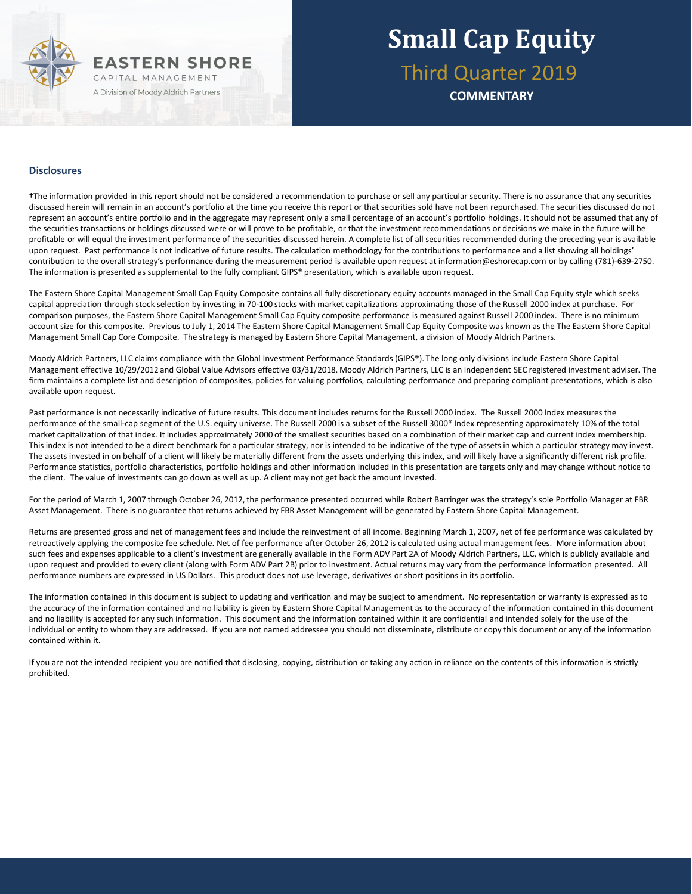# Small Cap Equity

Third Quarter 2019

**COMMENTARY**

EASTERN SHORE
CAPITAL MANAGEMENT
A Division of Moody Aldrich Partners

## Disclosures

†The information provided in this report should not be considered a recommendation to purchase or sell any particular security. There is no assurance that any securities discussed herein will remain in an account's portfolio at the time you receive this report or that securities sold have not been repurchased. The securities discussed do not represent an account's entire portfolio and in the aggregate may represent only a small percentage of an account's portfolio holdings. It should not be assumed that any of the securities transactions or holdings discussed were or will prove to be profitable, or that the investment recommendations or decisions we make in the future will be profitable or will equal the investment performance of the securities discussed herein. A complete list of all securities recommended during the preceding year is available upon request. Past performance is not indicative of future results. The calculation methodology for the contributions to performance and a list showing all holdings' contribution to the overall strategy's performance during the measurement period is available upon request at information@eshorecap.com or by calling (781)-639-2750. The information is presented as supplemental to the fully compliant GIPS® presentation, which is available upon request.

The Eastern Shore Capital Management Small Cap Equity Composite contains all fully discretionary equity accounts managed in the Small Cap Equity style which seeks capital appreciation through stock selection by investing in 70-100 stocks with market capitalizations approximating those of the Russell 2000 index at purchase. For comparison purposes, the Eastern Shore Capital Management Small Cap Equity composite performance is measured against Russell 2000 index. There is no minimum account size for this composite. Previous to July 1, 2014 The Eastern Shore Capital Management Small Cap Equity Composite was known as the The Eastern Shore Capital Management Small Cap Core Composite. The strategy is managed by Eastern Shore Capital Management, a division of Moody Aldrich Partners.

Moody Aldrich Partners, LLC claims compliance with the Global Investment Performance Standards (GIPS®). The long only divisions include Eastern Shore Capital Management effective 10/29/2012 and Global Value Advisors effective 03/31/2018. Moody Aldrich Partners, LLC is an independent SEC registered investment adviser. The firm maintains a complete list and description of composites, policies for valuing portfolios, calculating performance and preparing compliant presentations, which is also available upon request.

Past performance is not necessarily indicative of future results. This document includes returns for the Russell 2000 index. The Russell 2000 Index measures the performance of the small-cap segment of the U.S. equity universe. The Russell 2000 is a subset of the Russell 3000® Index representing approximately 10% of the total market capitalization of that index. It includes approximately 2000 of the smallest securities based on a combination of their market cap and current index membership. This index is not intended to be a direct benchmark for a particular strategy, nor is intended to be indicative of the type of assets in which a particular strategy may invest. The assets invested in on behalf of a client will likely be materially different from the assets underlying this index, and will likely have a significantly different risk profile. Performance statistics, portfolio characteristics, portfolio holdings and other information included in this presentation are targets only and may change without notice to the client. The value of investments can go down as well as up. A client may not get back the amount invested.

For the period of March 1, 2007 through October 26, 2012, the performance presented occurred while Robert Barringer was the strategy's sole Portfolio Manager at FBR Asset Management. There is no guarantee that returns achieved by FBR Asset Management will be generated by Eastern Shore Capital Management.

Returns are presented gross and net of management fees and include the reinvestment of all income. Beginning March 1, 2007, net of fee performance was calculated by retroactively applying the composite fee schedule. Net of fee performance after October 26, 2012 is calculated using actual management fees. More information about such fees and expenses applicable to a client's investment are generally available in the Form ADV Part 2A of Moody Aldrich Partners, LLC, which is publicly available and upon request and provided to every client (along with Form ADV Part 2B) prior to investment. Actual returns may vary from the performance information presented. All performance numbers are expressed in US Dollars. This product does not use leverage, derivatives or short positions in its portfolio.

The information contained in this document is subject to updating and verification and may be subject to amendment. No representation or warranty is expressed as to the accuracy of the information contained and no liability is given by Eastern Shore Capital Management as to the accuracy of the information contained in this document and no liability is accepted for any such information. This document and the information contained within it are confidential and intended solely for the use of the individual or entity to whom they are addressed. If you are not named addressee you should not disseminate, distribute or copy this document or any of the information contained within it.

If you are not the intended recipient you are notified that disclosing, copying, distribution or taking any action in reliance on the contents of this information is strictly prohibited.